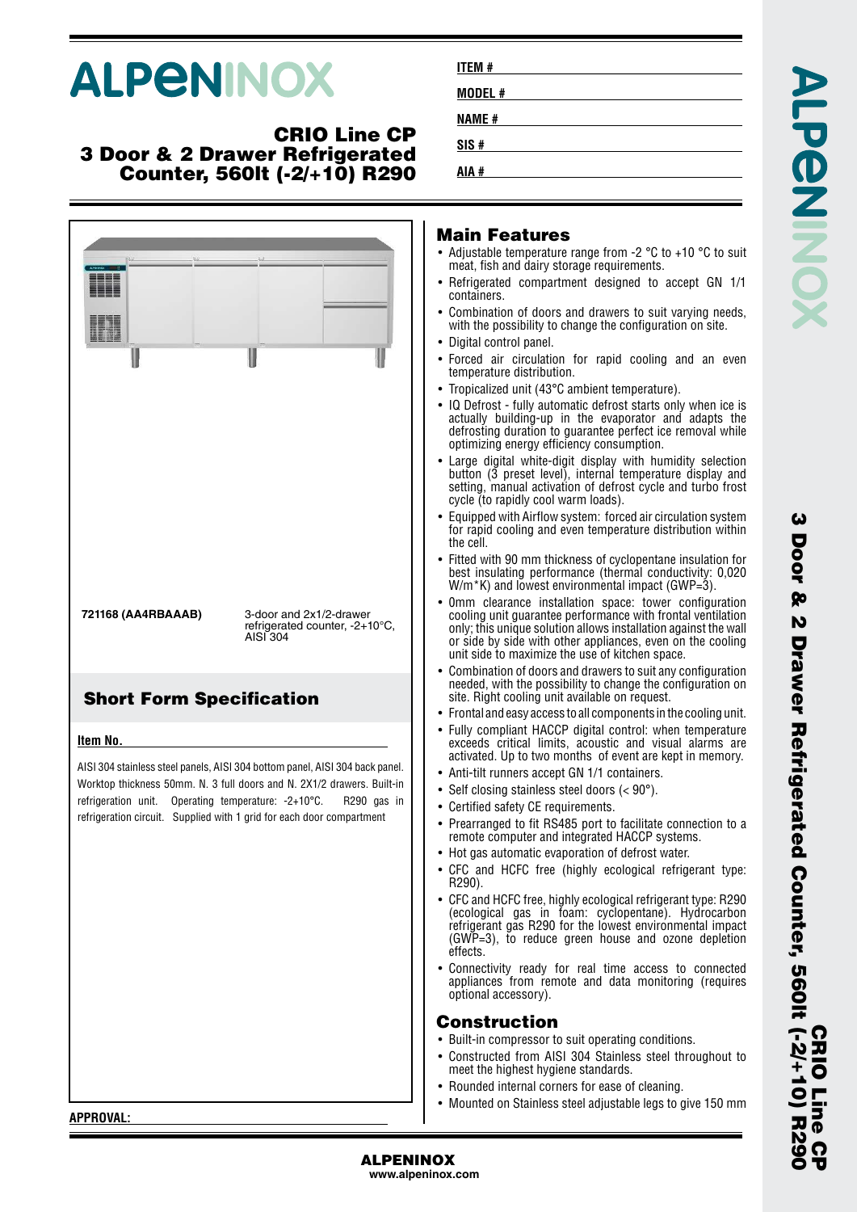# ALPENINOX

## CRIO Line CP 3 Door & 2 Drawer Refrigerated Counter, 560lt (-2/+10) R290

**ITEM #**

**MODEL #**

**NAME #**

**SIS #**

**AIA #**

| | |
|---|---|
| **721168 (AA4RBAAAB)** | 3-door and 2x1/2-drawer refrigerated counter, -2+10°C, AISI 304 |

## Short Form Specification

**Item No.**

AISI 304 stainless steel panels, AISI 304 bottom panel, AISI 304 back panel. Worktop thickness 50mm. N. 3 full doors and N. 2X1/2 drawers. Built-in refrigeration unit. Operating temperature: -2+10°C. R290 gas in refrigeration circuit. Supplied with 1 grid for each door compartment

## Main Features

- Adjustable temperature range from -2 °C to +10 °C to suit meat, fish and dairy storage requirements.
- Refrigerated compartment designed to accept GN 1/1 containers.
- Combination of doors and drawers to suit varying needs, with the possibility to change the configuration on site.
- Digital control panel.
- Forced air circulation for rapid cooling and an even temperature distribution.
- Tropicalized unit (43°C ambient temperature).
- IQ Defrost - fully automatic defrost starts only when ice is actually building-up in the evaporator and adapts the defrosting duration to guarantee perfect ice removal while optimizing energy efficiency consumption.
- Large digital white-digit display with humidity selection button (3 preset level), internal temperature display and setting, manual activation of defrost cycle and turbo frost cycle (to rapidly cool warm loads).
- Equipped with Airflow system: forced air circulation system for rapid cooling and even temperature distribution within the cell.
- Fitted with 90 mm thickness of cyclopentane insulation for best insulating performance (thermal conductivity: 0,020 W/m*K) and lowest environmental impact (GWP=3).
- 0mm clearance installation space: tower configuration cooling unit guarantee performance with frontal ventilation only; this unique solution allows installation against the wall or side by side with other appliances, even on the cooling unit side to maximize the use of kitchen space.
- Combination of doors and drawers to suit any configuration needed, with the possibility to change the configuration on site. Right cooling unit available on request.
- Frontal and easy access to all components in the cooling unit.
- Fully compliant HACCP digital control: when temperature exceeds critical limits, acoustic and visual alarms are activated. Up to two months of event are kept in memory.
- Anti-tilt runners accept GN 1/1 containers.
- Self closing stainless steel doors (< 90°).
- Certified safety CE requirements.
- Prearranged to fit RS485 port to facilitate connection to a remote computer and integrated HACCP systems.
- Hot gas automatic evaporation of defrost water.
- CFC and HCFC free (highly ecological refrigerant type: R290).
- CFC and HCFC free, highly ecological refrigerant type: R290 (ecological gas in foam: cyclopentane). Hydrocarbon refrigerant gas R290 for the lowest environmental impact (GWP=3), to reduce green house and ozone depletion effects.
- Connectivity ready for real time access to connected appliances from remote and data monitoring (requires optional accessory).

## Construction

- Built-in compressor to suit operating conditions.
- Constructed from AISI 304 Stainless steel throughout to meet the highest hygiene standards.
- Rounded internal corners for ease of cleaning.
- Mounted on Stainless steel adjustable legs to give 150 mm

**APPROVAL:**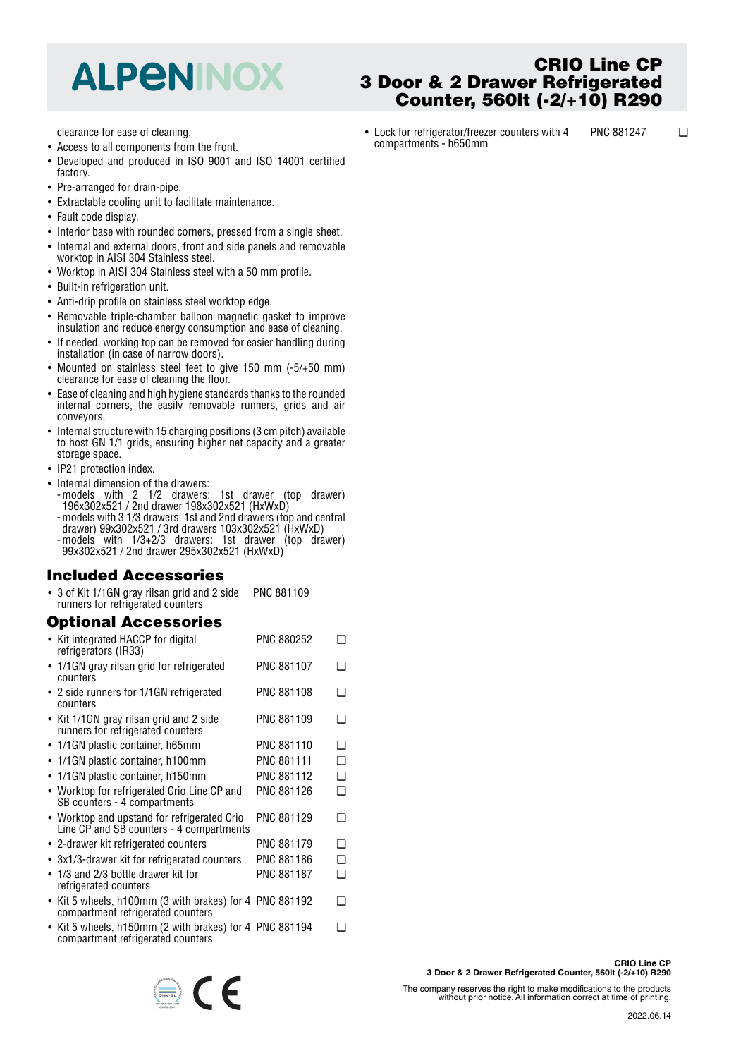clearance for ease of cleaning.

- Access to all components from the front.
- Developed and produced in ISO 9001 and ISO 14001 certified factory.
- Pre-arranged for drain-pipe.
- Extractable cooling unit to facilitate maintenance.
- Fault code display.
- Interior base with rounded corners, pressed from a single sheet.
- Internal and external doors, front and side panels and removable worktop in AISI 304 Stainless steel.
- Worktop in AISI 304 Stainless steel with a 50 mm profile.
- Built-in refrigeration unit.
- Anti-drip profile on stainless steel worktop edge.
- Removable triple-chamber balloon magnetic gasket to improve insulation and reduce energy consumption and ease of cleaning.
- If needed, working top can be removed for easier handling during installation (in case of narrow doors).
- Mounted on stainless steel feet to give 150 mm (-5/+50 mm) clearance for ease of cleaning the floor.
- Ease of cleaning and high hygiene standards thanks to the rounded internal corners, the easily removable runners, grids and air conveyors.
- Internal structure with 15 charging positions (3 cm pitch) available to host GN 1/1 grids, ensuring higher net capacity and a greater storage space.
- IP21 protection index.
- Internal dimension of the drawers:
  - models with 2 1/2 drawers: 1st drawer (top drawer) 196x302x521 / 2nd drawer 198x302x521 (HxWxD)
  - models with 3 1/3 drawers: 1st and 2nd drawers (top and central drawer) 99x302x521 / 3rd drawers 103x302x521 (HxWxD)
  - models with 1/3+2/3 drawers: 1st drawer (top drawer) 99x302x521 / 2nd drawer 295x302x521 (HxWxD)

## Included Accessories

- 3 of Kit 1/1GN gray rilsan grid and 2 side runners for refrigerated counters — PNC 881109

## Optional Accessories

| Accessory | PNC | |
|---|---|---|
| • Kit integrated HACCP for digital refrigerators (IR33) | PNC 880252 | ❑ |
| • 1/1GN gray rilsan grid for refrigerated counters | PNC 881107 | ❑ |
| • 2 side runners for 1/1GN refrigerated counters | PNC 881108 | ❑ |
| • Kit 1/1GN gray rilsan grid and 2 side runners for refrigerated counters | PNC 881109 | ❑ |
| • 1/1GN plastic container, h65mm | PNC 881110 | ❑ |
| • 1/1GN plastic container, h100mm | PNC 881111 | ❑ |
| • 1/1GN plastic container, h150mm | PNC 881112 | ❑ |
| • Worktop for refrigerated Crio Line CP and SB counters - 4 compartments | PNC 881126 | ❑ |
| • Worktop and upstand for refrigerated Crio Line CP and SB counters - 4 compartments | PNC 881129 | ❑ |
| • 2-drawer kit refrigerated counters | PNC 881179 | ❑ |
| • 3x1/3-drawer kit for refrigerated counters | PNC 881186 | ❑ |
| • 1/3 and 2/3 bottle drawer kit for refrigerated counters | PNC 881187 | ❑ |
| • Kit 5 wheels, h100mm (3 with brakes) for 4 compartment refrigerated counters | PNC 881192 | ❑ |
| • Kit 5 wheels, h150mm (2 with brakes) for 4 compartment refrigerated counters | PNC 881194 | ❑ |
| • Lock for refrigerator/freezer counters with 4 compartments - h650mm | PNC 881247 | ❑ |

The company reserves the right to make modifications to the products without prior notice. All information correct at time of printing.

2022.06.14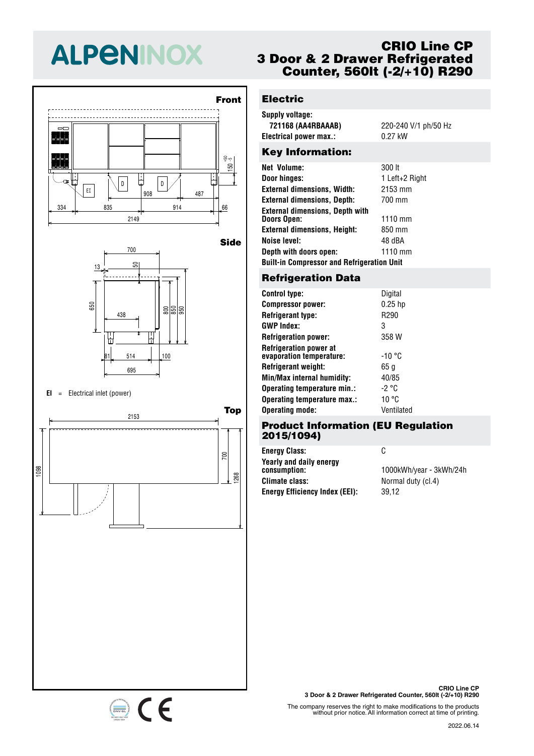# ALPENINOX

## CRIO Line CP
## 3 Door & 2 Drawer Refrigerated Counter, 560lt (-2/+10) R290

**Front**

**Side**

**EI** = Electrical inlet (power)

**Top**

## Electric

| | |
|---|---|
| **Supply voltage:** | |
| **721168 (AA4RBAAAB)** | 220-240 V/1 ph/50 Hz |
| **Electrical power max.:** | 0.27 kW |

## Key Information:

| | |
|---|---|
| **Net Volume:** | 300 lt |
| **Door hinges:** | 1 Left+2 Right |
| **External dimensions, Width:** | 2153 mm |
| **External dimensions, Depth:** | 700 mm |
| **External dimensions, Depth with Doors Open:** | 1110 mm |
| **External dimensions, Height:** | 850 mm |
| **Noise level:** | 48 dBA |
| **Depth with doors open:** | 1110 mm |
| **Built-in Compressor and Refrigeration Unit** | |

## Refrigeration Data

| | |
|---|---|
| **Control type:** | Digital |
| **Compressor power:** | 0.25 hp |
| **Refrigerant type:** | R290 |
| **GWP Index:** | 3 |
| **Refrigeration power:** | 358 W |
| **Refrigeration power at evaporation temperature:** | -10 °C |
| **Refrigerant weight:** | 65 g |
| **Min/Max internal humidity:** | 40/85 |
| **Operating temperature min.:** | -2 °C |
| **Operating temperature max.:** | 10 °C |
| **Operating mode:** | Ventilated |

## Product Information (EU Regulation 2015/1094)

| | |
|---|---|
| **Energy Class:** | C |
| **Yearly and daily energy consumption:** | 1000kWh/year - 3kWh/24h |
| **Climate class:** | Normal duty (cl.4) |
| **Energy Efficiency Index (EEI):** | 39,12 |

**CRIO Line CP**
**3 Door & 2 Drawer Refrigerated Counter, 560lt (-2/+10) R290**

The company reserves the right to make modifications to the products without prior notice. All information correct at time of printing.

2022.06.14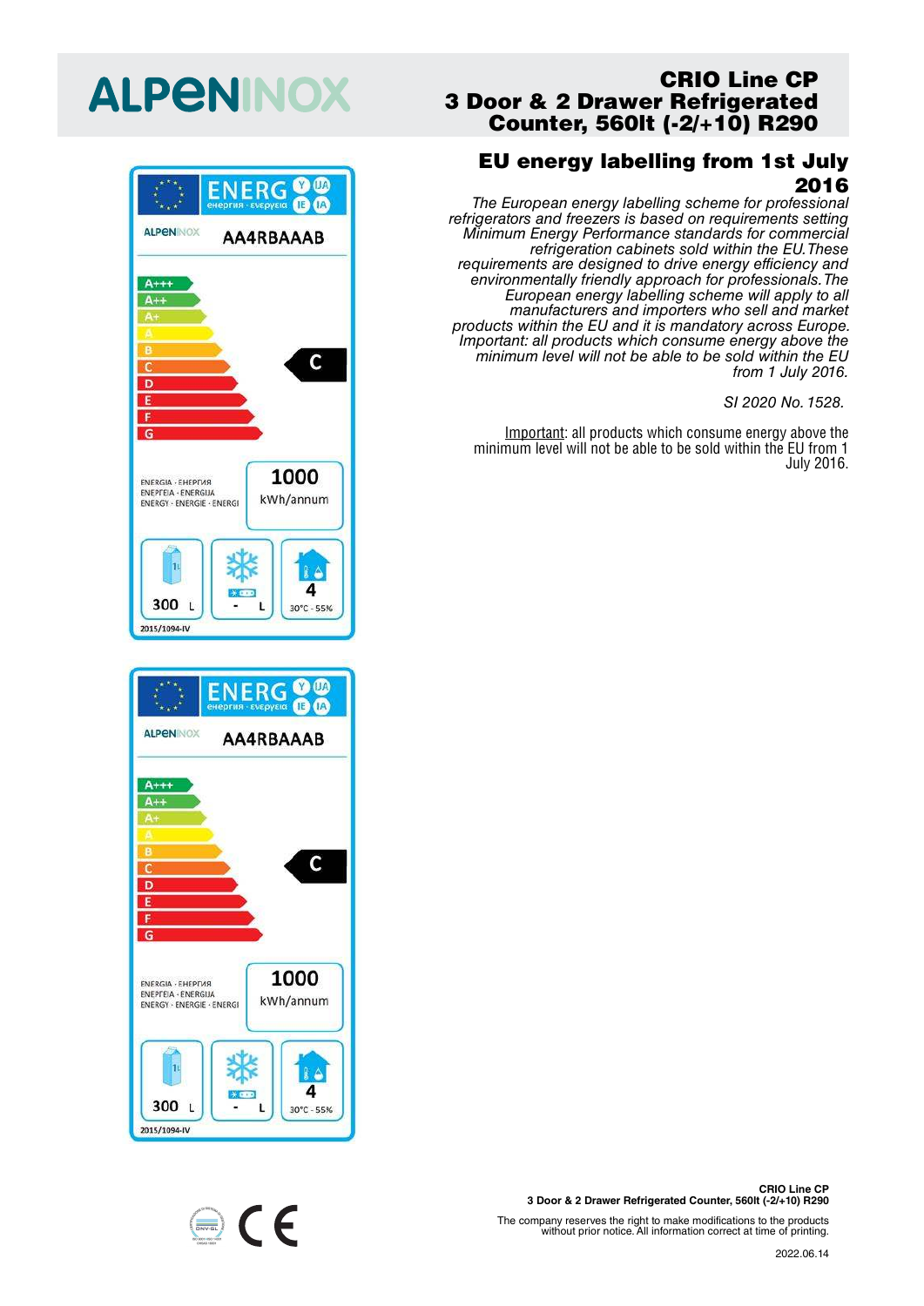# ALPENINOX

## CRIO Line CP
## 3 Door & 2 Drawer Refrigerated Counter, 560lt (-2/+10) R290

ENERG
 енергия · ενεργεια
Y IJA IE IA

ALPENINOX AA4RBAAAB

A+++
A++
A+
A
B
C
D
E
F
G

C

ENERGIA · ЕНЕРГИЯ
ΕΝΕΡΓΕΙΑ · ENERGIJA
ENERGY · ENERGIE · ENERGI

1000
kWh/annum

300 L

- L

4
30°C - 55%

2015/1094-IV

ENERG
 енергия · ενεργεια
Y IJA IE IA

ALPENINOX AA4RBAAAB

A+++
A++
A+
A
B
C
D
E
F
G

C

ENERGIA · ЕНЕРГИЯ
ΕΝΕΡΓΕΙΑ · ENERGIJA
ENERGY · ENERGIE · ENERGI

1000
kWh/annum

300 L

- L

4
30°C - 55%

2015/1094-IV

### EU energy labelling from 1st July 2016

*The European energy labelling scheme for professional refrigerators and freezers is based on requirements setting Minimum Energy Performance standards for commercial refrigeration cabinets sold within the EU. These requirements are designed to drive energy efficiency and environmentally friendly approach for professionals. The European energy labelling scheme will apply to all manufacturers and importers who sell and market products within the EU and it is mandatory across Europe. Important: all products which consume energy above the minimum level will not be able to be sold within the EU from 1 July 2016.*

*SI 2020 No. 1528.*

Important: all products which consume energy above the minimum level will not be able to be sold within the EU from 1 July 2016.

**CRIO Line CP**
**3 Door & 2 Drawer Refrigerated Counter, 560lt (-2/+10) R290**

The company reserves the right to make modifications to the products without prior notice. All information correct at time of printing.

2022.06.14